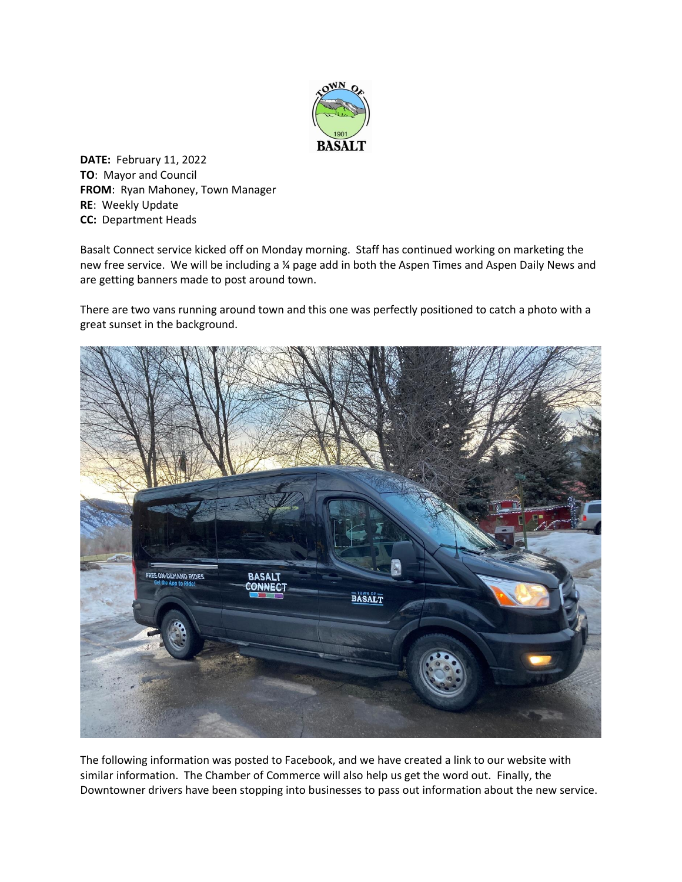**DATE:** February 11, 2022
**TO**: Mayor and Council
**FROM**: Ryan Mahoney, Town Manager
**RE**: Weekly Update
**CC:** Department Heads

Basalt Connect service kicked off on Monday morning. Staff has continued working on marketing the new free service. We will be including a ¼ page add in both the Aspen Times and Aspen Daily News and are getting banners made to post around town.

There are two vans running around town and this one was perfectly positioned to catch a photo with a great sunset in the background.

The following information was posted to Facebook, and we have created a link to our website with similar information. The Chamber of Commerce will also help us get the word out. Finally, the Downtowner drivers have been stopping into businesses to pass out information about the new service.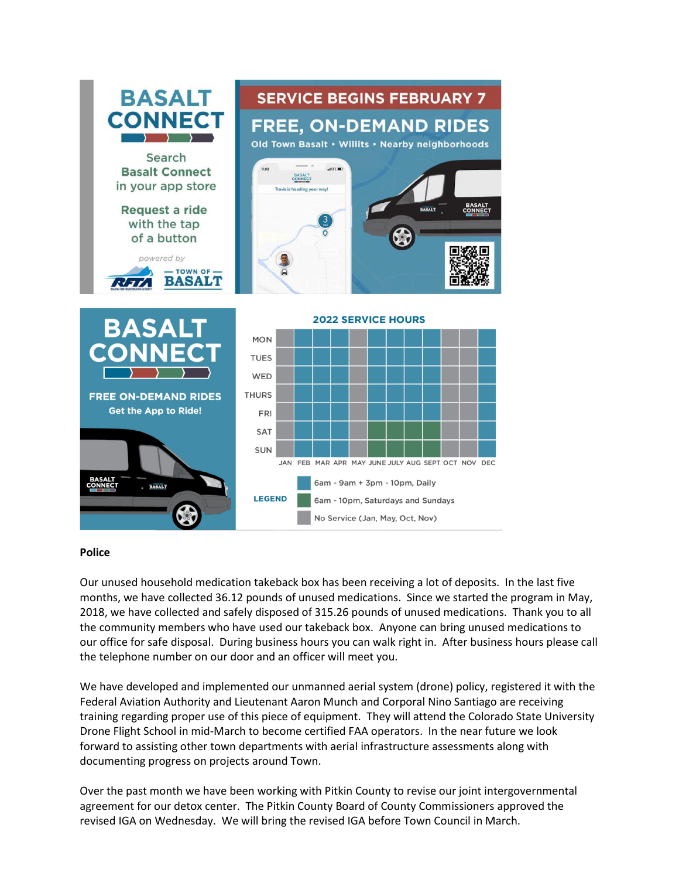BASALT CONNECT

Search **Basalt Connect** in your app store

**Request a ride** with the tap of a button

*powered by* RFTA — TOWN OF — BASALT

**SERVICE BEGINS FEBRUARY 7**

**FREE, ON-DEMAND RIDES**

Old Town Basalt • Willits • Nearby neighborhoods

BASALT CONNECT

**FREE ON-DEMAND RIDES**

**Get the App to Ride!**

**2022 SERVICE HOURS**

| | JAN | FEB | MAR | APR | MAY | JUNE | JULY | AUG | SEPT | OCT | NOV | DEC |
|---|---|---|---|---|---|---|---|---|---|---|---|---|
| MON | No Service | 6am - 9am + 3pm - 10pm | 6am - 9am + 3pm - 10pm | 6am - 9am + 3pm - 10pm | No Service | 6am - 9am + 3pm - 10pm | 6am - 9am + 3pm - 10pm | 6am - 9am + 3pm - 10pm | 6am - 9am + 3pm - 10pm | No Service | No Service | 6am - 9am + 3pm - 10pm |
| TUES | No Service | 6am - 9am + 3pm - 10pm | 6am - 9am + 3pm - 10pm | 6am - 9am + 3pm - 10pm | No Service | 6am - 9am + 3pm - 10pm | 6am - 9am + 3pm - 10pm | 6am - 9am + 3pm - 10pm | 6am - 9am + 3pm - 10pm | No Service | No Service | 6am - 9am + 3pm - 10pm |
| WED | No Service | 6am - 9am + 3pm - 10pm | 6am - 9am + 3pm - 10pm | 6am - 9am + 3pm - 10pm | No Service | 6am - 9am + 3pm - 10pm | 6am - 9am + 3pm - 10pm | 6am - 9am + 3pm - 10pm | 6am - 9am + 3pm - 10pm | No Service | No Service | 6am - 9am + 3pm - 10pm |
| THURS | No Service | 6am - 9am + 3pm - 10pm | 6am - 9am + 3pm - 10pm | 6am - 9am + 3pm - 10pm | No Service | 6am - 9am + 3pm - 10pm | 6am - 9am + 3pm - 10pm | 6am - 9am + 3pm - 10pm | 6am - 9am + 3pm - 10pm | No Service | No Service | 6am - 9am + 3pm - 10pm |
| FRI | No Service | 6am - 9am + 3pm - 10pm | 6am - 9am + 3pm - 10pm | 6am - 9am + 3pm - 10pm | No Service | 6am - 9am + 3pm - 10pm | 6am - 9am + 3pm - 10pm | 6am - 9am + 3pm - 10pm | 6am - 9am + 3pm - 10pm | No Service | No Service | 6am - 9am + 3pm - 10pm |
| SAT | No Service | 6am - 9am + 3pm - 10pm | 6am - 9am + 3pm - 10pm | 6am - 9am + 3pm - 10pm | No Service | 6am - 10pm | 6am - 10pm | 6am - 10pm | 6am - 10pm | No Service | No Service | 6am - 9am + 3pm - 10pm |
| SUN | No Service | 6am - 9am + 3pm - 10pm | 6am - 9am + 3pm - 10pm | 6am - 9am + 3pm - 10pm | No Service | 6am - 10pm | 6am - 10pm | 6am - 10pm | 6am - 10pm | No Service | No Service | 6am - 9am + 3pm - 10pm |

**LEGEND**

- 6am - 9am + 3pm - 10pm, Daily
- 6am - 10pm, Saturdays and Sundays
- No Service (Jan, May, Oct, Nov)

**Police**

Our unused household medication takeback box has been receiving a lot of deposits. In the last five months, we have collected 36.12 pounds of unused medications. Since we started the program in May, 2018, we have collected and safely disposed of 315.26 pounds of unused medications. Thank you to all the community members who have used our takeback box. Anyone can bring unused medications to our office for safe disposal. During business hours you can walk right in. After business hours please call the telephone number on our door and an officer will meet you.

We have developed and implemented our unmanned aerial system (drone) policy, registered it with the Federal Aviation Authority and Lieutenant Aaron Munch and Corporal Nino Santiago are receiving training regarding proper use of this piece of equipment. They will attend the Colorado State University Drone Flight School in mid-March to become certified FAA operators. In the near future we look forward to assisting other town departments with aerial infrastructure assessments along with documenting progress on projects around Town.

Over the past month we have been working with Pitkin County to revise our joint intergovernmental agreement for our detox center. The Pitkin County Board of County Commissioners approved the revised IGA on Wednesday. We will bring the revised IGA before Town Council in March.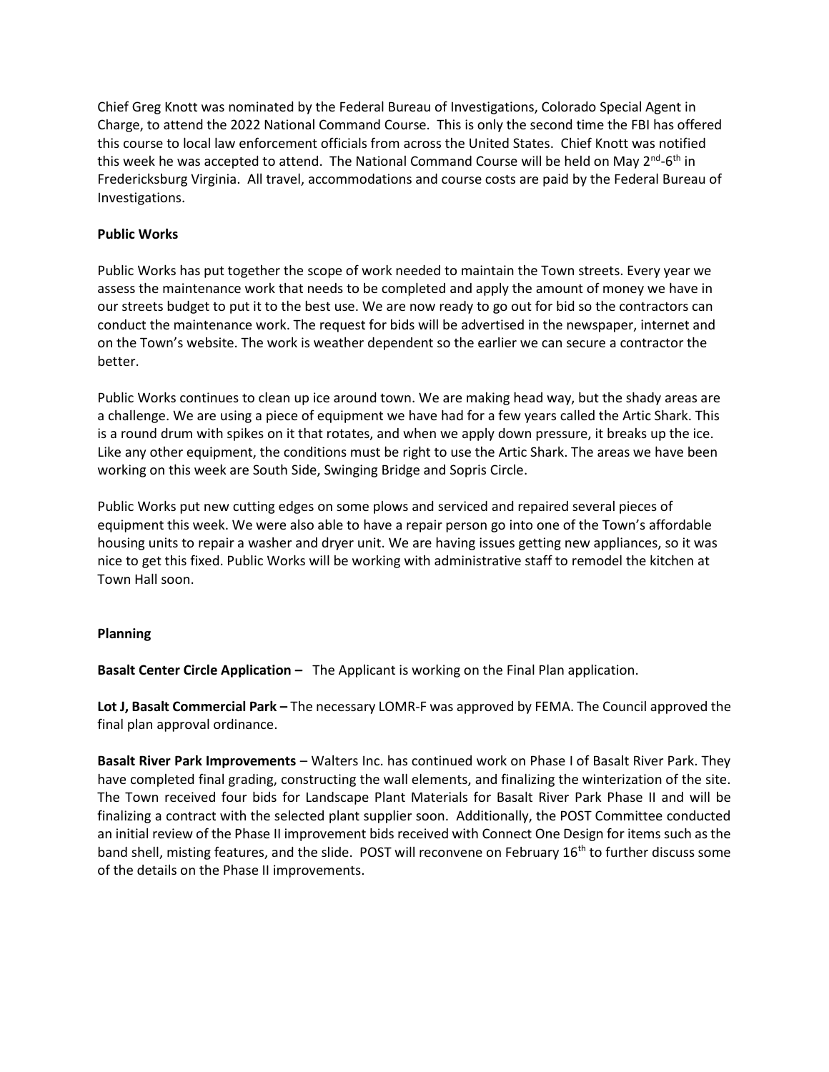Chief Greg Knott was nominated by the Federal Bureau of Investigations, Colorado Special Agent in Charge, to attend the 2022 National Command Course. This is only the second time the FBI has offered this course to local law enforcement officials from across the United States. Chief Knott was notified this week he was accepted to attend. The National Command Course will be held on May 2nd-6th in Fredericksburg Virginia. All travel, accommodations and course costs are paid by the Federal Bureau of Investigations.

**Public Works**

Public Works has put together the scope of work needed to maintain the Town streets. Every year we assess the maintenance work that needs to be completed and apply the amount of money we have in our streets budget to put it to the best use. We are now ready to go out for bid so the contractors can conduct the maintenance work. The request for bids will be advertised in the newspaper, internet and on the Town's website. The work is weather dependent so the earlier we can secure a contractor the better.

Public Works continues to clean up ice around town. We are making head way, but the shady areas are a challenge. We are using a piece of equipment we have had for a few years called the Artic Shark. This is a round drum with spikes on it that rotates, and when we apply down pressure, it breaks up the ice. Like any other equipment, the conditions must be right to use the Artic Shark. The areas we have been working on this week are South Side, Swinging Bridge and Sopris Circle.

Public Works put new cutting edges on some plows and serviced and repaired several pieces of equipment this week. We were also able to have a repair person go into one of the Town's affordable housing units to repair a washer and dryer unit. We are having issues getting new appliances, so it was nice to get this fixed. Public Works will be working with administrative staff to remodel the kitchen at Town Hall soon.

**Planning**

**Basalt Center Circle Application –** The Applicant is working on the Final Plan application.

**Lot J, Basalt Commercial Park –** The necessary LOMR-F was approved by FEMA. The Council approved the final plan approval ordinance.

**Basalt River Park Improvements** – Walters Inc. has continued work on Phase I of Basalt River Park. They have completed final grading, constructing the wall elements, and finalizing the winterization of the site. The Town received four bids for Landscape Plant Materials for Basalt River Park Phase II and will be finalizing a contract with the selected plant supplier soon. Additionally, the POST Committee conducted an initial review of the Phase II improvement bids received with Connect One Design for items such as the band shell, misting features, and the slide. POST will reconvene on February 16th to further discuss some of the details on the Phase II improvements.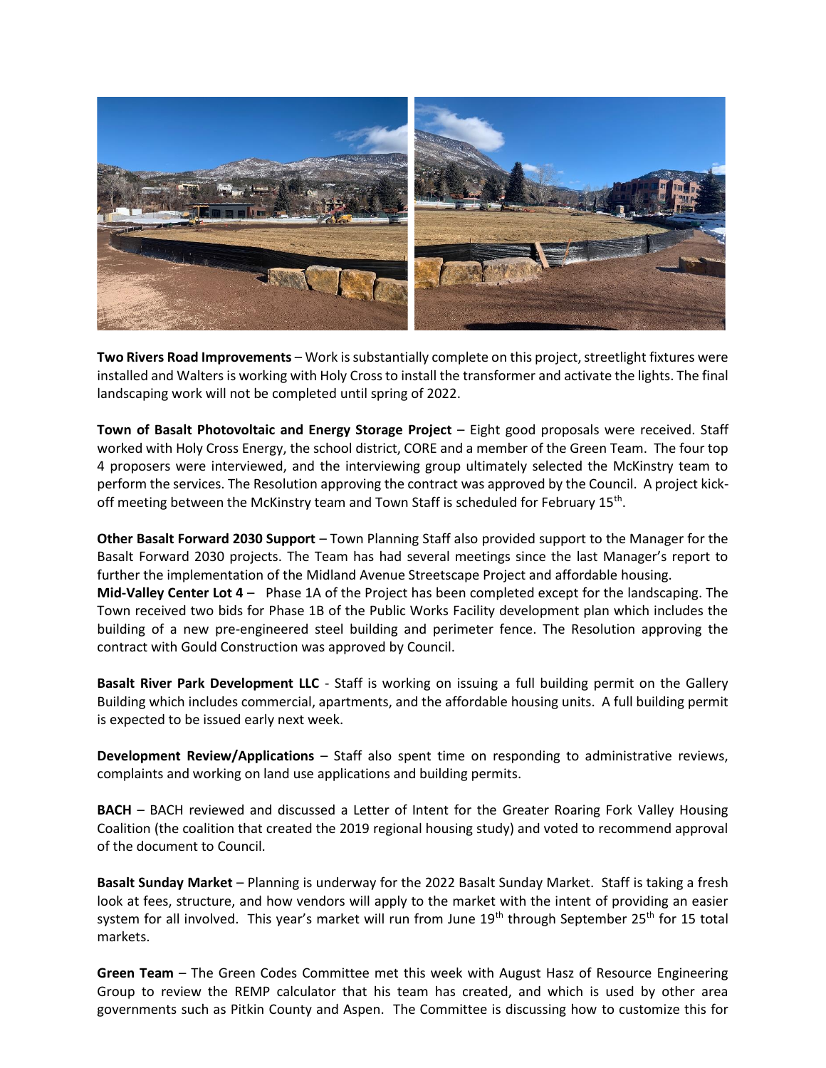**Two Rivers Road Improvements** – Work is substantially complete on this project, streetlight fixtures were installed and Walters is working with Holy Cross to install the transformer and activate the lights. The final landscaping work will not be completed until spring of 2022.

**Town of Basalt Photovoltaic and Energy Storage Project** – Eight good proposals were received. Staff worked with Holy Cross Energy, the school district, CORE and a member of the Green Team. The four top 4 proposers were interviewed, and the interviewing group ultimately selected the McKinstry team to perform the services. The Resolution approving the contract was approved by the Council. A project kick-off meeting between the McKinstry team and Town Staff is scheduled for February 15th.

**Other Basalt Forward 2030 Support** – Town Planning Staff also provided support to the Manager for the Basalt Forward 2030 projects. The Team has had several meetings since the last Manager's report to further the implementation of the Midland Avenue Streetscape Project and affordable housing.

**Mid-Valley Center Lot 4** – Phase 1A of the Project has been completed except for the landscaping. The Town received two bids for Phase 1B of the Public Works Facility development plan which includes the building of a new pre-engineered steel building and perimeter fence. The Resolution approving the contract with Gould Construction was approved by Council.

**Basalt River Park Development LLC** - Staff is working on issuing a full building permit on the Gallery Building which includes commercial, apartments, and the affordable housing units. A full building permit is expected to be issued early next week.

**Development Review/Applications** – Staff also spent time on responding to administrative reviews, complaints and working on land use applications and building permits.

**BACH** – BACH reviewed and discussed a Letter of Intent for the Greater Roaring Fork Valley Housing Coalition (the coalition that created the 2019 regional housing study) and voted to recommend approval of the document to Council.

**Basalt Sunday Market** – Planning is underway for the 2022 Basalt Sunday Market. Staff is taking a fresh look at fees, structure, and how vendors will apply to the market with the intent of providing an easier system for all involved. This year's market will run from June 19th through September 25th for 15 total markets.

**Green Team** – The Green Codes Committee met this week with August Hasz of Resource Engineering Group to review the REMP calculator that his team has created, and which is used by other area governments such as Pitkin County and Aspen. The Committee is discussing how to customize this for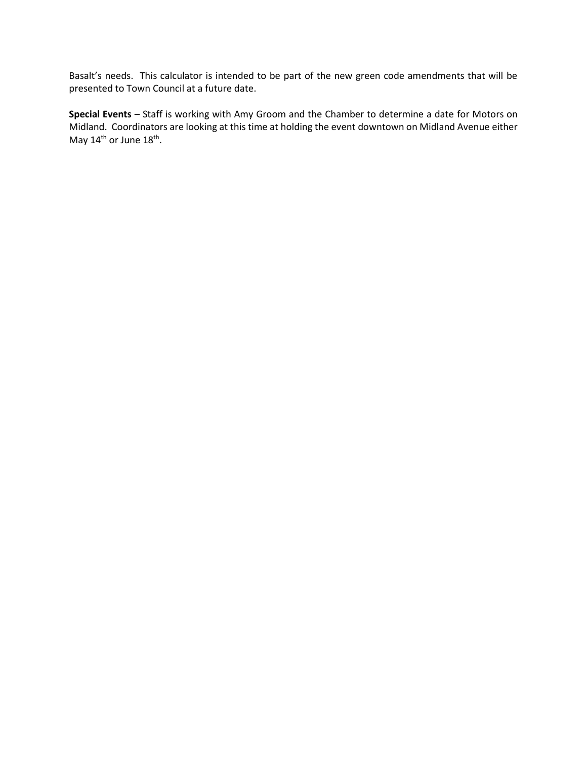Basalt's needs. This calculator is intended to be part of the new green code amendments that will be presented to Town Council at a future date.

**Special Events** – Staff is working with Amy Groom and the Chamber to determine a date for Motors on Midland. Coordinators are looking at this time at holding the event downtown on Midland Avenue either May 14th or June 18th.